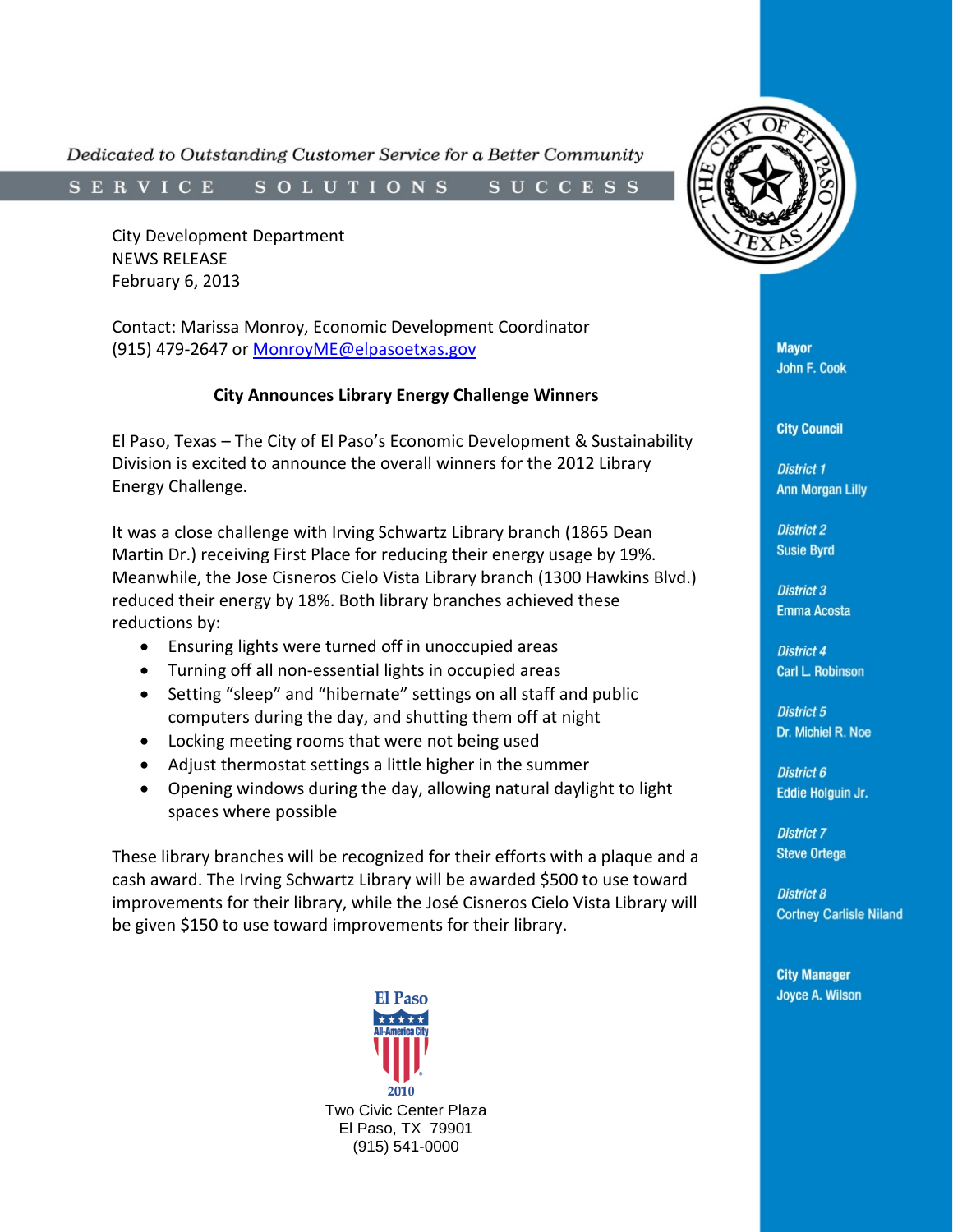*Dedicated to Outstanding Customer Service for a Better Community*

SERVICE SOLUTIONS SUCCESS

City Development Department
NEWS RELEASE
February 6, 2013

Contact: Marissa Monroy, Economic Development Coordinator
(915) 479-2647 or MonroyME@elpasoetxas.gov

**City Announces Library Energy Challenge Winners**

El Paso, Texas – The City of El Paso's Economic Development & Sustainability Division is excited to announce the overall winners for the 2012 Library Energy Challenge.

It was a close challenge with Irving Schwartz Library branch (1865 Dean Martin Dr.) receiving First Place for reducing their energy usage by 19%. Meanwhile, the Jose Cisneros Cielo Vista Library branch (1300 Hawkins Blvd.) reduced their energy by 18%. Both library branches achieved these reductions by:

- Ensuring lights were turned off in unoccupied areas
- Turning off all non-essential lights in occupied areas
- Setting "sleep" and "hibernate" settings on all staff and public computers during the day, and shutting them off at night
- Locking meeting rooms that were not being used
- Adjust thermostat settings a little higher in the summer
- Opening windows during the day, allowing natural daylight to light spaces where possible

These library branches will be recognized for their efforts with a plaque and a cash award. The Irving Schwartz Library will be awarded $500 to use toward improvements for their library, while the José Cisneros Cielo Vista Library will be given $150 to use toward improvements for their library.

**Mayor**
John F. Cook

**City Council**

*District 1*
Ann Morgan Lilly

*District 2*
Susie Byrd

*District 3*
Emma Acosta

*District 4*
Carl L. Robinson

*District 5*
Dr. Michiel R. Noe

*District 6*
Eddie Holguin Jr.

*District 7*
Steve Ortega

*District 8*
Cortney Carlisle Niland

**City Manager**
Joyce A. Wilson

El Paso All-America City 2010

Two Civic Center Plaza
El Paso, TX 79901
(915) 541-0000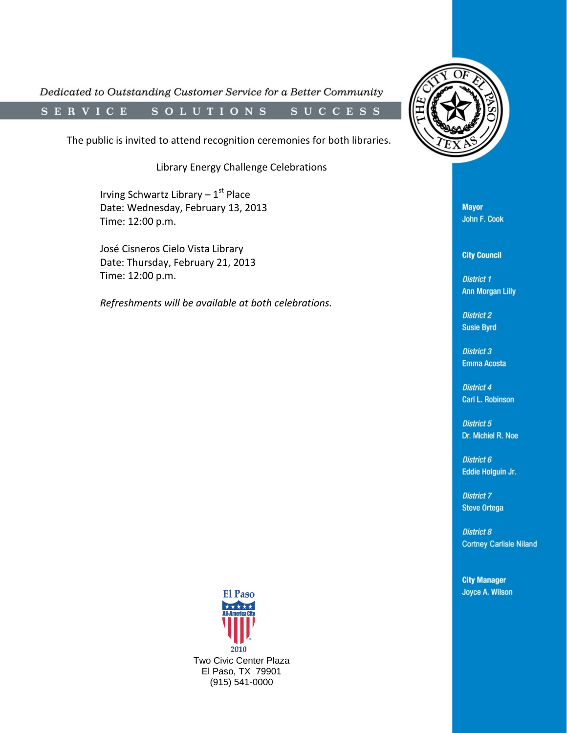*Dedicated to Outstanding Customer Service for a Better Community*

SERVICE SOLUTIONS SUCCESS

The public is invited to attend recognition ceremonies for both libraries.

Library Energy Challenge Celebrations

Irving Schwartz Library – 1st Place
Date: Wednesday, February 13, 2013
Time: 12:00 p.m.

José Cisneros Cielo Vista Library
Date: Thursday, February 21, 2013
Time: 12:00 p.m.

*Refreshments will be available at both celebrations.*

**Mayor**
John F. Cook

**City Council**

*District 1*
Ann Morgan Lilly

*District 2*
Susie Byrd

*District 3*
Emma Acosta

*District 4*
Carl L. Robinson

*District 5*
Dr. Michiel R. Noe

*District 6*
Eddie Holguin Jr.

*District 7*
Steve Ortega

*District 8*
Cortney Carlisle Niland

**City Manager**
Joyce A. Wilson

El Paso All-America City 2010

Two Civic Center Plaza
El Paso, TX 79901
(915) 541-0000